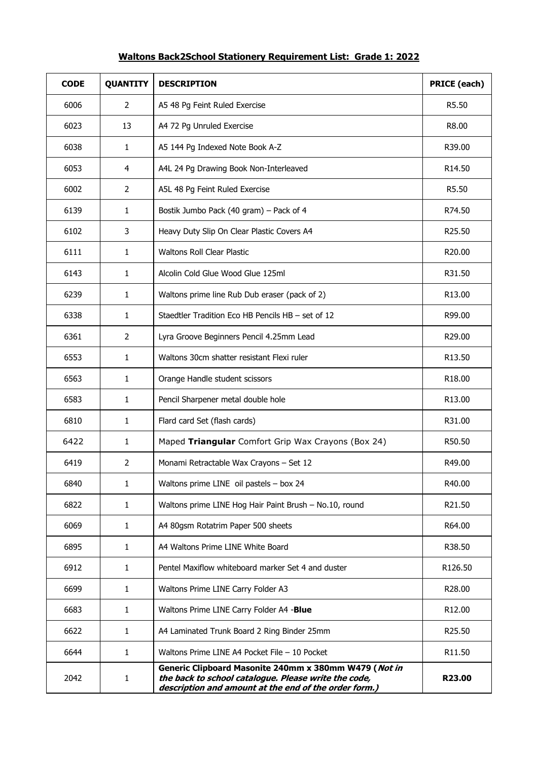# **Waltons Back2School Stationery Requirement List: Grade 1: 2022**

| CODE | QUANTITY | DESCRIPTION | PRICE (each) |
|---|---|---|---|
| 6006 | 2 | A5 48 Pg Feint Ruled Exercise | R5.50 |
| 6023 | 13 | A4 72 Pg Unruled Exercise | R8.00 |
| 6038 | 1 | A5 144 Pg Indexed Note Book A-Z | R39.00 |
| 6053 | 4 | A4L 24 Pg Drawing Book Non-Interleaved | R14.50 |
| 6002 | 2 | A5L 48 Pg Feint Ruled Exercise | R5.50 |
| 6139 | 1 | Bostik Jumbo Pack (40 gram) – Pack of 4 | R74.50 |
| 6102 | 3 | Heavy Duty Slip On Clear Plastic Covers A4 | R25.50 |
| 6111 | 1 | Waltons Roll Clear Plastic | R20.00 |
| 6143 | 1 | Alcolin Cold Glue Wood Glue 125ml | R31.50 |
| 6239 | 1 | Waltons prime line Rub Dub eraser (pack of 2) | R13.00 |
| 6338 | 1 | Staedtler Tradition Eco HB Pencils HB – set of 12 | R99.00 |
| 6361 | 2 | Lyra Groove Beginners Pencil 4.25mm Lead | R29.00 |
| 6553 | 1 | Waltons 30cm shatter resistant Flexi ruler | R13.50 |
| 6563 | 1 | Orange Handle student scissors | R18.00 |
| 6583 | 1 | Pencil Sharpener metal double hole | R13.00 |
| 6810 | 1 | Flard card Set (flash cards) | R31.00 |
| 6422 | 1 | Maped **Triangular** Comfort Grip Wax Crayons (Box 24) | R50.50 |
| 6419 | 2 | Monami Retractable Wax Crayons – Set 12 | R49.00 |
| 6840 | 1 | Waltons prime LINE oil pastels – box 24 | R40.00 |
| 6822 | 1 | Waltons prime LINE Hog Hair Paint Brush – No.10, round | R21.50 |
| 6069 | 1 | A4 80gsm Rotatrim Paper 500 sheets | R64.00 |
| 6895 | 1 | A4 Waltons Prime LINE White Board | R38.50 |
| 6912 | 1 | Pentel Maxiflow whiteboard marker Set 4 and duster | R126.50 |
| 6699 | 1 | Waltons Prime LINE Carry Folder A3 | R28.00 |
| 6683 | 1 | Waltons Prime LINE Carry Folder A4 -**Blue** | R12.00 |
| 6622 | 1 | A4 Laminated Trunk Board 2 Ring Binder 25mm | R25.50 |
| 6644 | 1 | Waltons Prime LINE A4 Pocket File – 10 Pocket | R11.50 |
| 2042 | 1 | **Generic Clipboard Masonite 240mm x 380mm W479 (*Not in the back to school catalogue. Please write the code, description and amount at the end of the order form.*)** | **R23.00** |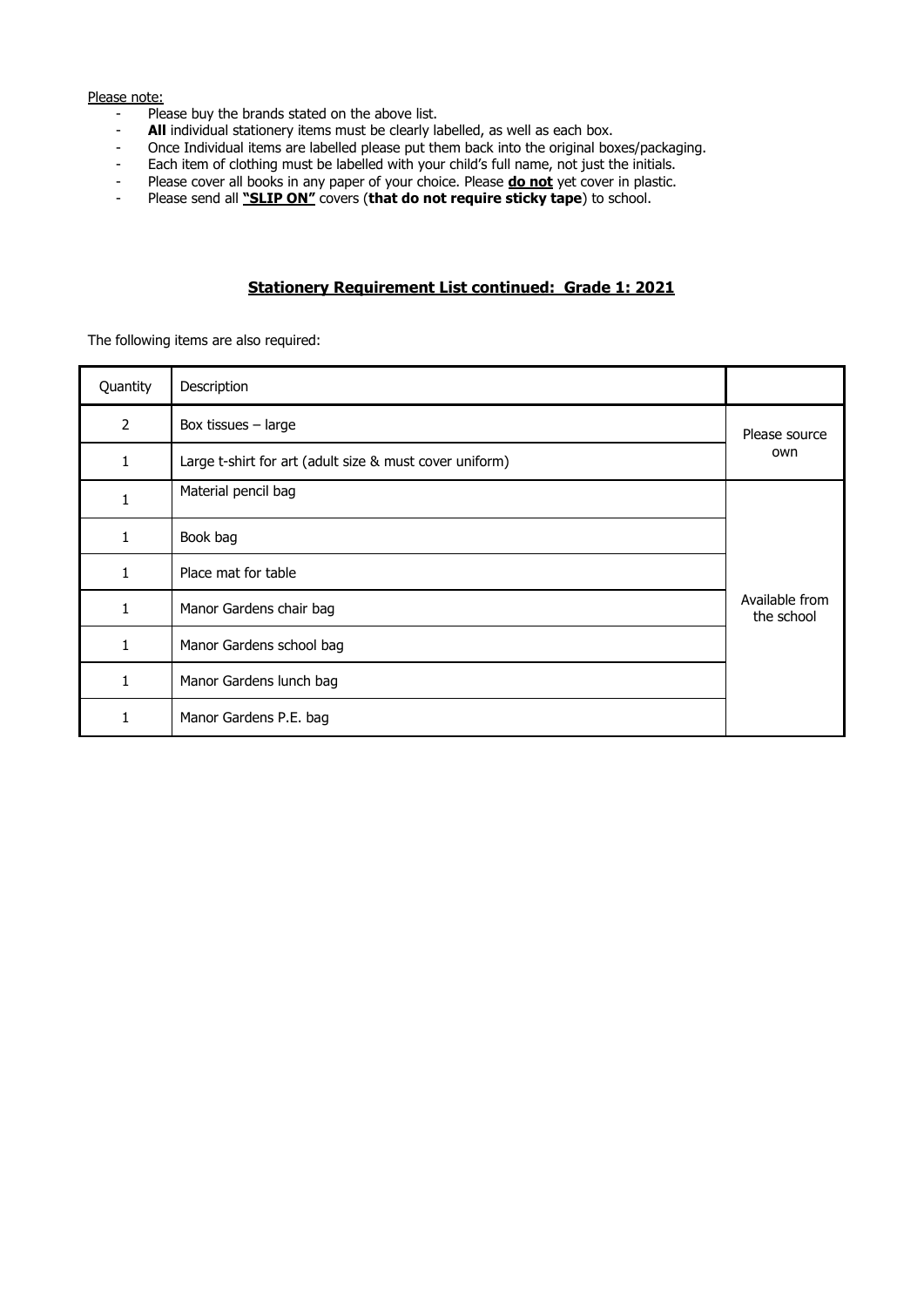Please note:

- Please buy the brands stated on the above list.
- **All** individual stationery items must be clearly labelled, as well as each box.
- Once Individual items are labelled please put them back into the original boxes/packaging.
- Each item of clothing must be labelled with your child's full name, not just the initials.
- Please cover all books in any paper of your choice. Please **do not** yet cover in plastic.
- Please send all **"SLIP ON"** covers (**that do not require sticky tape**) to school.

## Stationery Requirement List continued: Grade 1: 2021

The following items are also required:

| Quantity | Description | |
|---|---|---|
| 2 | Box tissues – large | Please source own |
| 1 | Large t-shirt for art (adult size & must cover uniform) | |
| 1 | Material pencil bag | Available from the school |
| 1 | Book bag | |
| 1 | Place mat for table | |
| 1 | Manor Gardens chair bag | |
| 1 | Manor Gardens school bag | |
| 1 | Manor Gardens lunch bag | |
| 1 | Manor Gardens P.E. bag | |